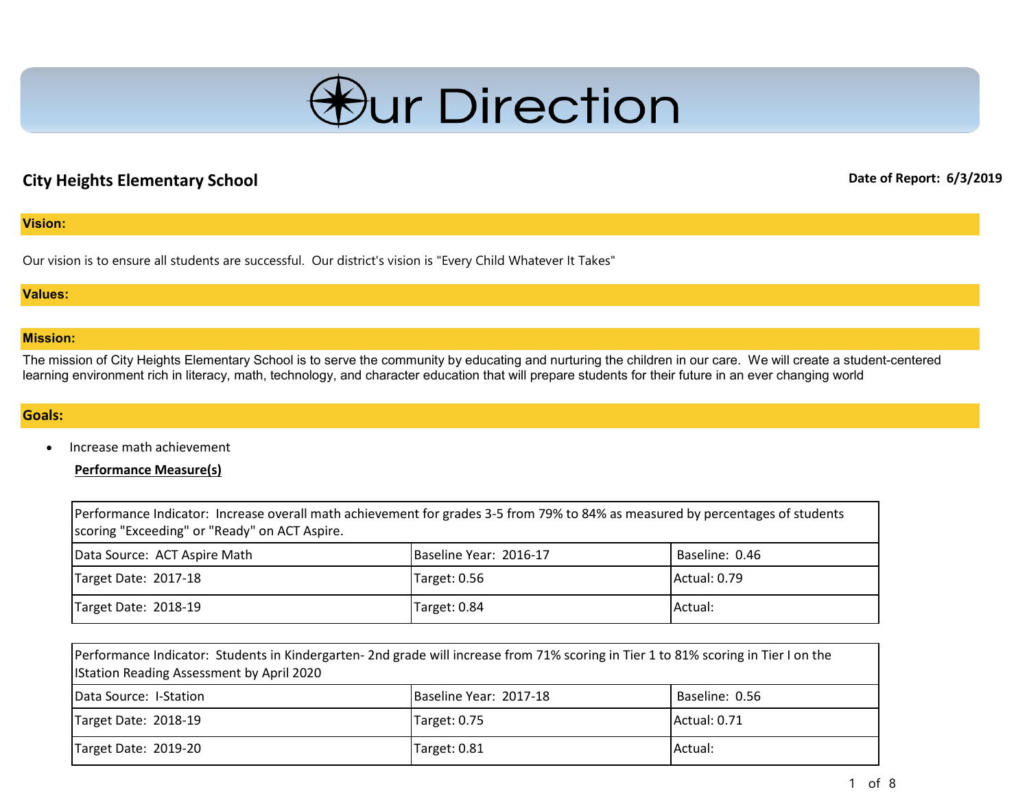# Our Direction

**City Heights Elementary School**

**Date of Report: 6/3/2019**

## Vision:

Our vision is to ensure all students are successful. Our district's vision is "Every Child Whatever It Takes"

## Values:

## Mission:

The mission of City Heights Elementary School is to serve the community by educating and nurturing the children in our care. We will create a student-centered learning environment rich in literacy, math, technology, and character education that will prepare students for their future in an ever changing world

## Goals:

- Increase math achievement

**Performance Measure(s)**

| Performance Indicator: Increase overall math achievement for grades 3-5 from 79% to 84% as measured by percentages of students scoring "Exceeding" or "Ready" on ACT Aspire. | | |
|---|---|---|
| Data Source: ACT Aspire Math | Baseline Year: 2016-17 | Baseline: 0.46 |
| Target Date: 2017-18 | Target: 0.56 | Actual: 0.79 |
| Target Date: 2018-19 | Target: 0.84 | Actual: |

| Performance Indicator: Students in Kindergarten- 2nd grade will increase from 71% scoring in Tier 1 to 81% scoring in Tier I on the IStation Reading Assessment by April 2020 | | |
|---|---|---|
| Data Source: I-Station | Baseline Year: 2017-18 | Baseline: 0.56 |
| Target Date: 2018-19 | Target: 0.75 | Actual: 0.71 |
| Target Date: 2019-20 | Target: 0.81 | Actual: |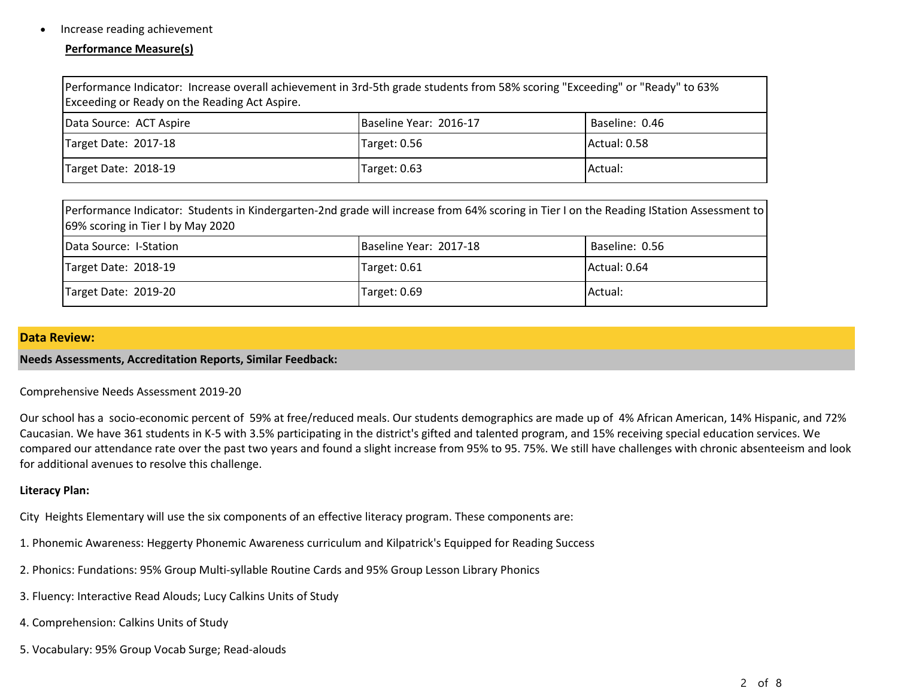- Increase reading achievement

**Performance Measure(s)**

| Performance Indicator: Increase overall achievement in 3rd-5th grade students from 58% scoring "Exceeding" or "Ready" to 63% Exceeding or Ready on the Reading Act Aspire. | | |
|---|---|---|
| Data Source: ACT Aspire | Baseline Year: 2016-17 | Baseline: 0.46 |
| Target Date: 2017-18 | Target: 0.56 | Actual: 0.58 |
| Target Date: 2018-19 | Target: 0.63 | Actual: |

| Performance Indicator: Students in Kindergarten-2nd grade will increase from 64% scoring in Tier I on the Reading IStation Assessment to 69% scoring in Tier I by May 2020 | | |
|---|---|---|
| Data Source: I-Station | Baseline Year: 2017-18 | Baseline: 0.56 |
| Target Date: 2018-19 | Target: 0.61 | Actual: 0.64 |
| Target Date: 2019-20 | Target: 0.69 | Actual: |

## Data Review:

**Needs Assessments, Accreditation Reports, Similar Feedback:**

Comprehensive Needs Assessment 2019-20

Our school has a socio-economic percent of 59% at free/reduced meals. Our students demographics are made up of 4% African American, 14% Hispanic, and 72% Caucasian. We have 361 students in K-5 with 3.5% participating in the district's gifted and talented program, and 15% receiving special education services. We compared our attendance rate over the past two years and found a slight increase from 95% to 95. 75%. We still have challenges with chronic absenteeism and look for additional avenues to resolve this challenge.

**Literacy Plan:**

City Heights Elementary will use the six components of an effective literacy program. These components are:

1. Phonemic Awareness: Heggerty Phonemic Awareness curriculum and Kilpatrick's Equipped for Reading Success

2. Phonics: Fundations: 95% Group Multi-syllable Routine Cards and 95% Group Lesson Library Phonics

3. Fluency: Interactive Read Alouds; Lucy Calkins Units of Study

4. Comprehension: Calkins Units of Study

5. Vocabulary: 95% Group Vocab Surge; Read-alouds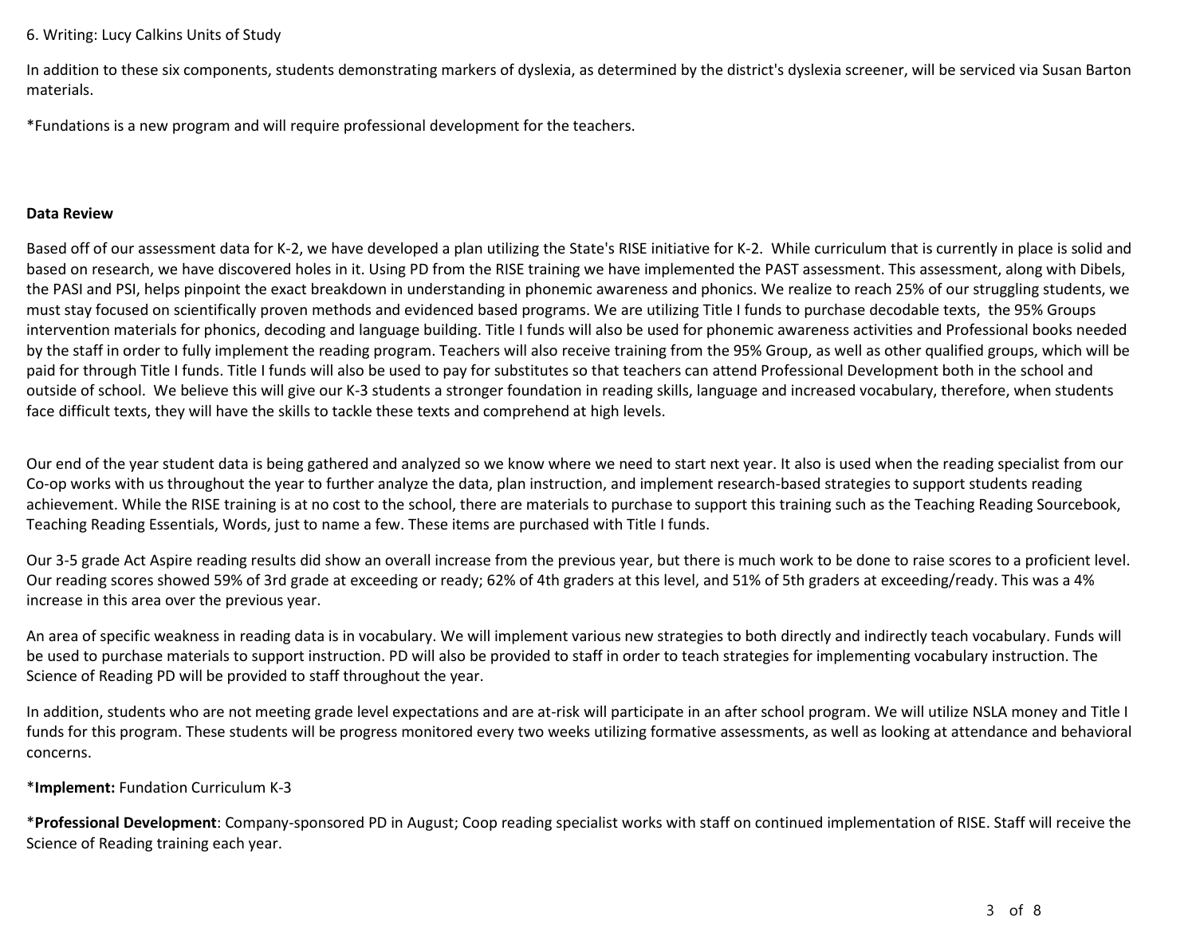6. Writing: Lucy Calkins Units of Study

In addition to these six components, students demonstrating markers of dyslexia, as determined by the district's dyslexia screener, will be serviced via Susan Barton materials.

*Fundations is a new program and will require professional development for the teachers.

**Data Review**

Based off of our assessment data for K-2, we have developed a plan utilizing the State's RISE initiative for K-2. While curriculum that is currently in place is solid and based on research, we have discovered holes in it. Using PD from the RISE training we have implemented the PAST assessment. This assessment, along with Dibels, the PASI and PSI, helps pinpoint the exact breakdown in understanding in phonemic awareness and phonics. We realize to reach 25% of our struggling students, we must stay focused on scientifically proven methods and evidenced based programs. We are utilizing Title I funds to purchase decodable texts, the 95% Groups intervention materials for phonics, decoding and language building. Title I funds will also be used for phonemic awareness activities and Professional books needed by the staff in order to fully implement the reading program. Teachers will also receive training from the 95% Group, as well as other qualified groups, which will be paid for through Title I funds. Title I funds will also be used to pay for substitutes so that teachers can attend Professional Development both in the school and outside of school. We believe this will give our K-3 students a stronger foundation in reading skills, language and increased vocabulary, therefore, when students face difficult texts, they will have the skills to tackle these texts and comprehend at high levels.

Our end of the year student data is being gathered and analyzed so we know where we need to start next year. It also is used when the reading specialist from our Co-op works with us throughout the year to further analyze the data, plan instruction, and implement research-based strategies to support students reading achievement. While the RISE training is at no cost to the school, there are materials to purchase to support this training such as the Teaching Reading Sourcebook, Teaching Reading Essentials, Words, just to name a few. These items are purchased with Title I funds.

Our 3-5 grade Act Aspire reading results did show an overall increase from the previous year, but there is much work to be done to raise scores to a proficient level. Our reading scores showed 59% of 3rd grade at exceeding or ready; 62% of 4th graders at this level, and 51% of 5th graders at exceeding/ready. This was a 4% increase in this area over the previous year.

An area of specific weakness in reading data is in vocabulary. We will implement various new strategies to both directly and indirectly teach vocabulary. Funds will be used to purchase materials to support instruction. PD will also be provided to staff in order to teach strategies for implementing vocabulary instruction. The Science of Reading PD will be provided to staff throughout the year.

In addition, students who are not meeting grade level expectations and are at-risk will participate in an after school program. We will utilize NSLA money and Title I funds for this program. These students will be progress monitored every two weeks utilizing formative assessments, as well as looking at attendance and behavioral concerns.

***Implement:** Fundation Curriculum K-3

***Professional Development**: Company-sponsored PD in August; Coop reading specialist works with staff on continued implementation of RISE. Staff will receive the Science of Reading training each year.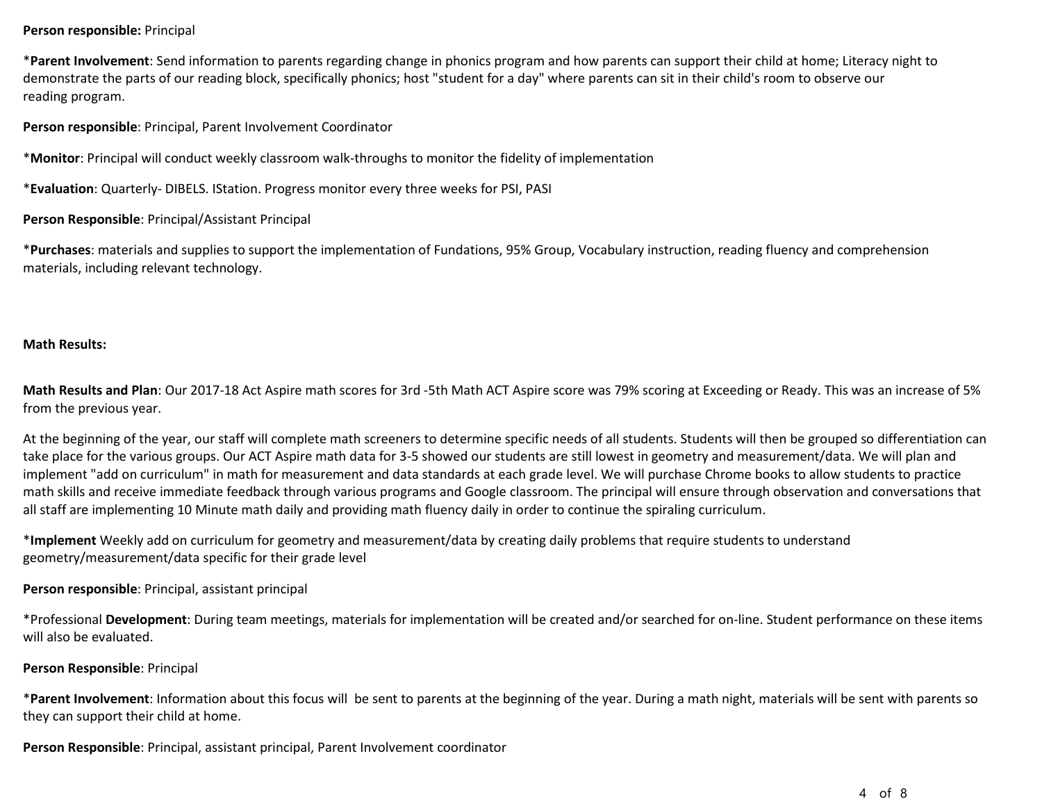**Person responsible:** Principal

*__Parent Involvement__: Send information to parents regarding change in phonics program and how parents can support their child at home; Literacy night to demonstrate the parts of our reading block, specifically phonics; host "student for a day" where parents can sit in their child's room to observe our reading program.

**Person responsible**: Principal, Parent Involvement Coordinator

*__Monitor__: Principal will conduct weekly classroom walk-throughs to monitor the fidelity of implementation

*__Evaluation__: Quarterly- DIBELS. IStation. Progress monitor every three weeks for PSI, PASI

**Person Responsible**: Principal/Assistant Principal

*__Purchases__: materials and supplies to support the implementation of Fundations, 95% Group, Vocabulary instruction, reading fluency and comprehension materials, including relevant technology.

**Math Results:**

**Math Results and Plan**: Our 2017-18 Act Aspire math scores for 3rd -5th Math ACT Aspire score was 79% scoring at Exceeding or Ready. This was an increase of 5% from the previous year.

At the beginning of the year, our staff will complete math screeners to determine specific needs of all students. Students will then be grouped so differentiation can take place for the various groups. Our ACT Aspire math data for 3-5 showed our students are still lowest in geometry and measurement/data. We will plan and implement "add on curriculum" in math for measurement and data standards at each grade level. We will purchase Chrome books to allow students to practice math skills and receive immediate feedback through various programs and Google classroom. The principal will ensure through observation and conversations that all staff are implementing 10 Minute math daily and providing math fluency daily in order to continue the spiraling curriculum.

*__Implement__ Weekly add on curriculum for geometry and measurement/data by creating daily problems that require students to understand geometry/measurement/data specific for their grade level

**Person responsible**: Principal, assistant principal

*Professional **Development**: During team meetings, materials for implementation will be created and/or searched for on-line. Student performance on these items will also be evaluated.

**Person Responsible**: Principal

*__Parent Involvement__: Information about this focus will be sent to parents at the beginning of the year. During a math night, materials will be sent with parents so they can support their child at home.

**Person Responsible**: Principal, assistant principal, Parent Involvement coordinator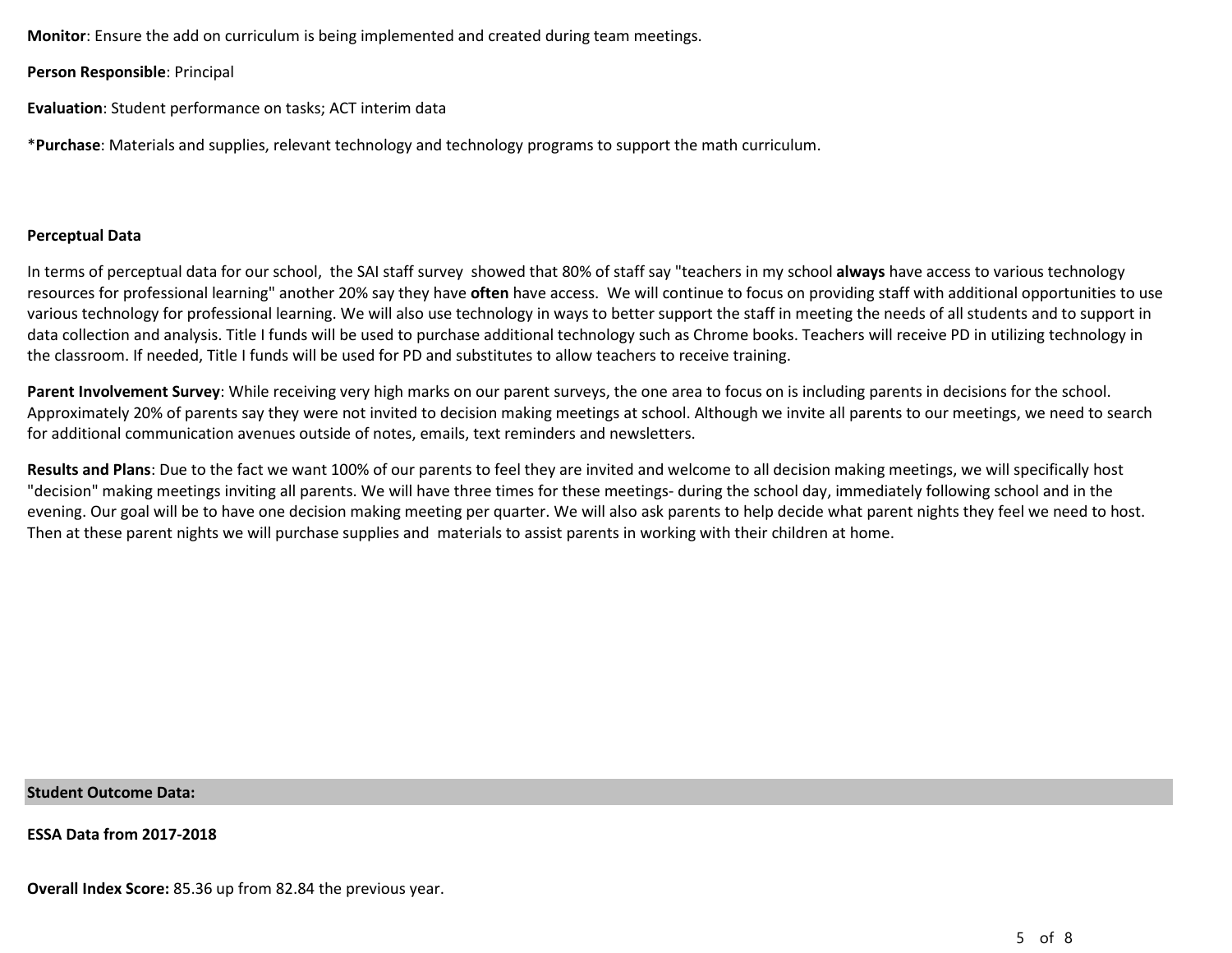**Monitor**: Ensure the add on curriculum is being implemented and created during team meetings.

**Person Responsible**: Principal

**Evaluation**: Student performance on tasks; ACT interim data

*__Purchase__: Materials and supplies, relevant technology and technology programs to support the math curriculum.

**Perceptual Data**

In terms of perceptual data for our school, the SAI staff survey showed that 80% of staff say "teachers in my school **always** have access to various technology resources for professional learning" another 20% say they have **often** have access. We will continue to focus on providing staff with additional opportunities to use various technology for professional learning. We will also use technology in ways to better support the staff in meeting the needs of all students and to support in data collection and analysis. Title I funds will be used to purchase additional technology such as Chrome books. Teachers will receive PD in utilizing technology in the classroom. If needed, Title I funds will be used for PD and substitutes to allow teachers to receive training.

**Parent Involvement Survey**: While receiving very high marks on our parent surveys, the one area to focus on is including parents in decisions for the school. Approximately 20% of parents say they were not invited to decision making meetings at school. Although we invite all parents to our meetings, we need to search for additional communication avenues outside of notes, emails, text reminders and newsletters.

**Results and Plans**: Due to the fact we want 100% of our parents to feel they are invited and welcome to all decision making meetings, we will specifically host "decision" making meetings inviting all parents. We will have three times for these meetings- during the school day, immediately following school and in the evening. Our goal will be to have one decision making meeting per quarter. We will also ask parents to help decide what parent nights they feel we need to host. Then at these parent nights we will purchase supplies and materials to assist parents in working with their children at home.

**Student Outcome Data:**

**ESSA Data from 2017-2018**

**Overall Index Score:** 85.36 up from 82.84 the previous year.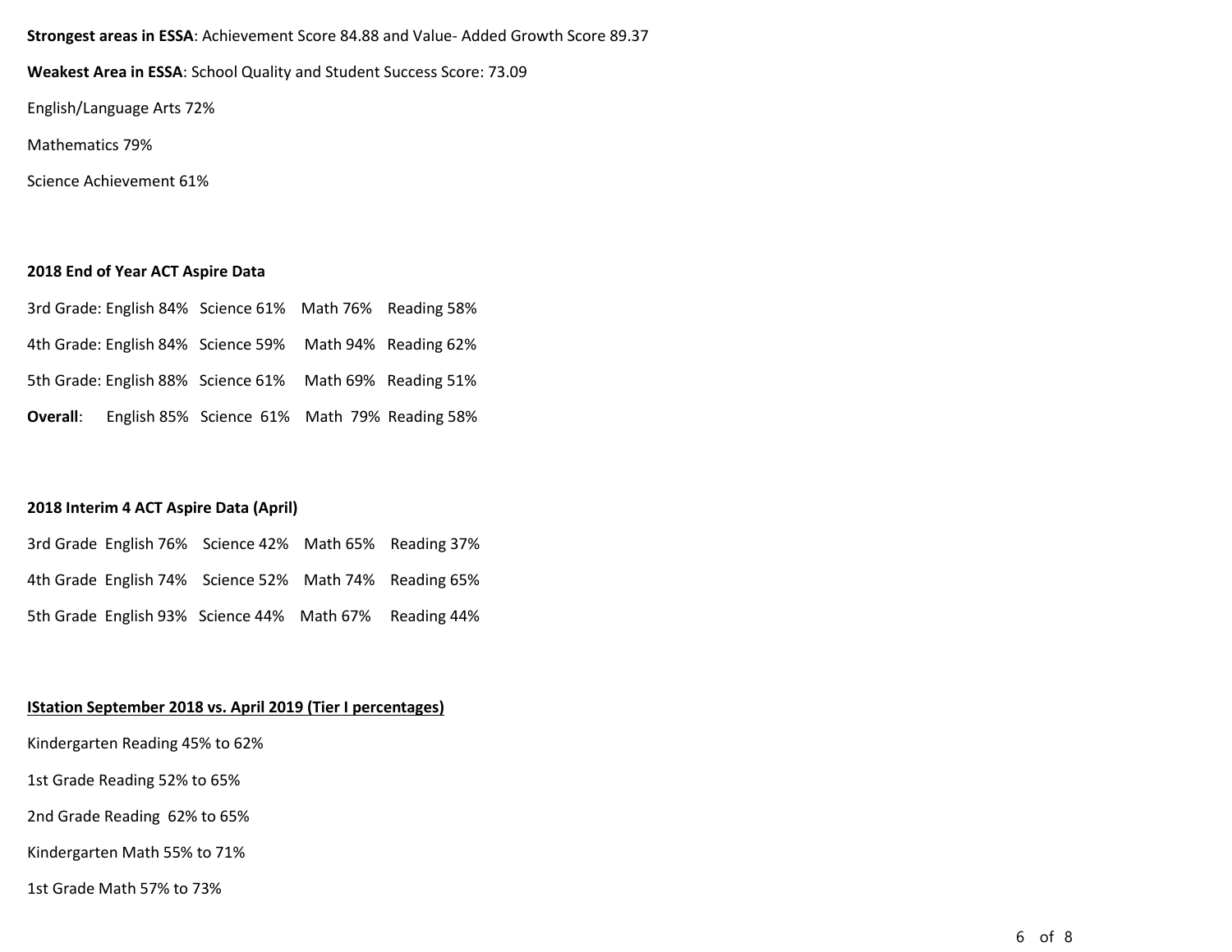**Strongest areas in ESSA**: Achievement Score 84.88 and Value- Added Growth Score 89.37

**Weakest Area in ESSA**: School Quality and Student Success Score: 73.09

English/Language Arts 72%

Mathematics 79%

Science Achievement 61%

**2018 End of Year ACT Aspire Data**

3rd Grade: English 84% Science 61% Math 76% Reading 58%

4th Grade: English 84% Science 59% Math 94% Reading 62%

5th Grade: English 88% Science 61% Math 69% Reading 51%

**Overall**: English 85% Science 61% Math 79% Reading 58%

**2018 Interim 4 ACT Aspire Data (April)**

3rd Grade English 76% Science 42% Math 65% Reading 37%

4th Grade English 74% Science 52% Math 74% Reading 65%

5th Grade English 93% Science 44% Math 67% Reading 44%

**IStation September 2018 vs. April 2019 (Tier I percentages)**

Kindergarten Reading 45% to 62%

1st Grade Reading 52% to 65%

2nd Grade Reading 62% to 65%

Kindergarten Math 55% to 71%

1st Grade Math 57% to 73%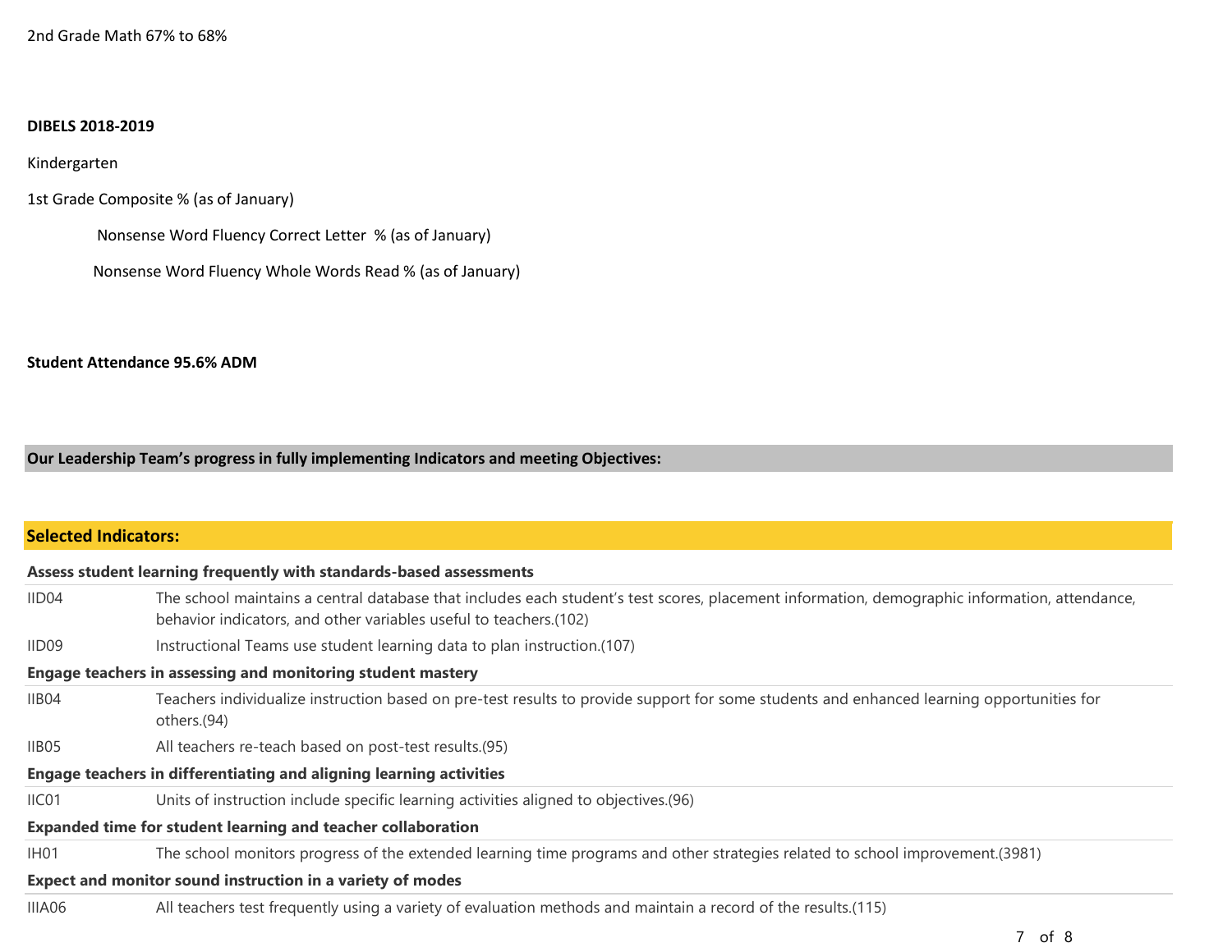2nd Grade Math 67% to 68%

**DIBELS 2018-2019**

Kindergarten

1st Grade Composite % (as of January)

Nonsense Word Fluency Correct Letter % (as of January)

Nonsense Word Fluency Whole Words Read % (as of January)

**Student Attendance 95.6% ADM**

**Our Leadership Team's progress in fully implementing Indicators and meeting Objectives:**

## Selected Indicators:

**Assess student learning frequently with standards-based assessments**

| | |
|---|---|
| IID04 | The school maintains a central database that includes each student's test scores, placement information, demographic information, attendance, behavior indicators, and other variables useful to teachers.(102) |
| IID09 | Instructional Teams use student learning data to plan instruction.(107) |

**Engage teachers in assessing and monitoring student mastery**

| | |
|---|---|
| IIB04 | Teachers individualize instruction based on pre-test results to provide support for some students and enhanced learning opportunities for others.(94) |
| IIB05 | All teachers re-teach based on post-test results.(95) |

**Engage teachers in differentiating and aligning learning activities**

| | |
|---|---|
| IIC01 | Units of instruction include specific learning activities aligned to objectives.(96) |

**Expanded time for student learning and teacher collaboration**

| | |
|---|---|
| IH01 | The school monitors progress of the extended learning time programs and other strategies related to school improvement.(3981) |

**Expect and monitor sound instruction in a variety of modes**

| | |
|---|---|
| IIIA06 | All teachers test frequently using a variety of evaluation methods and maintain a record of the results.(115) |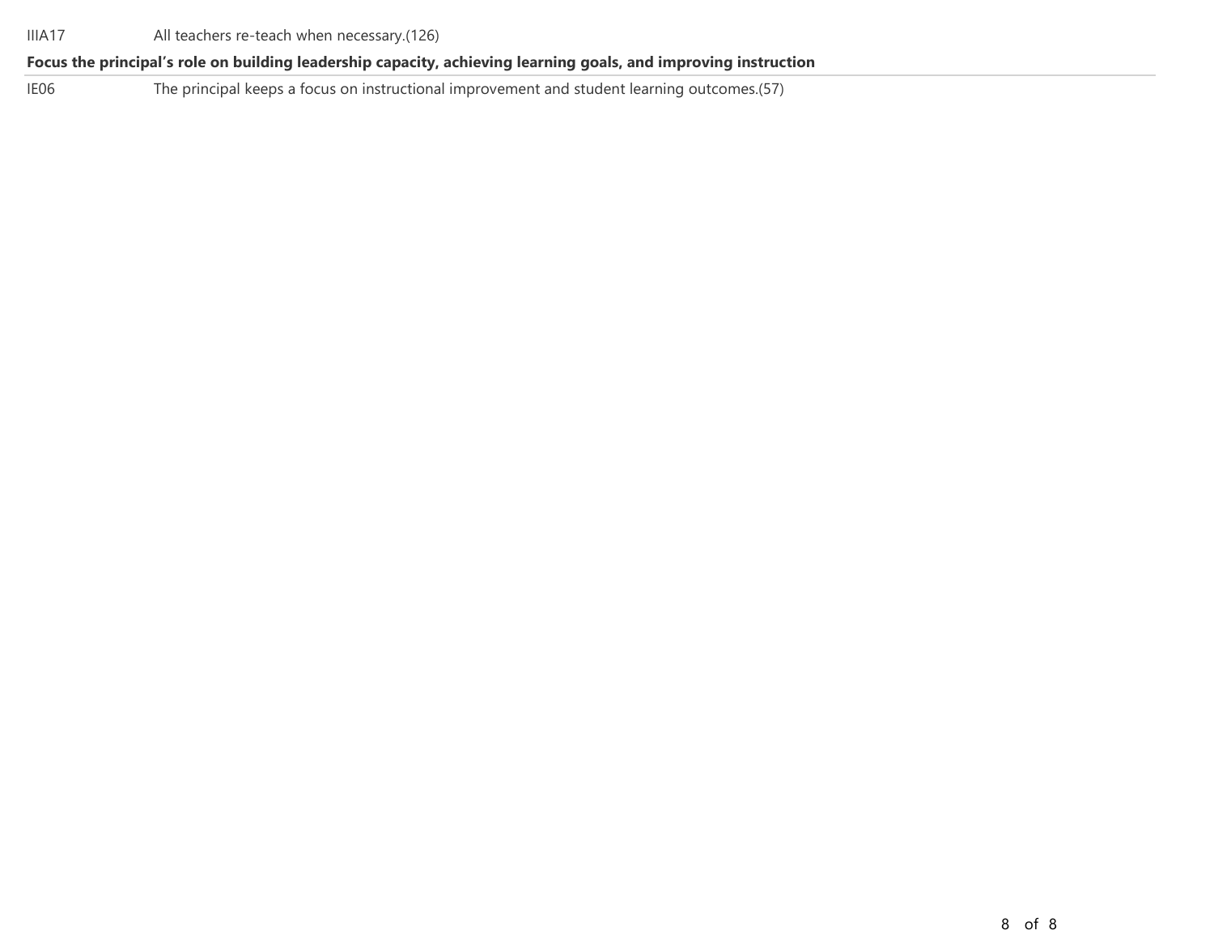IIIA17 All teachers re-teach when necessary.(126)

**Focus the principal’s role on building leadership capacity, achieving learning goals, and improving instruction**

IE06 The principal keeps a focus on instructional improvement and student learning outcomes.(57)